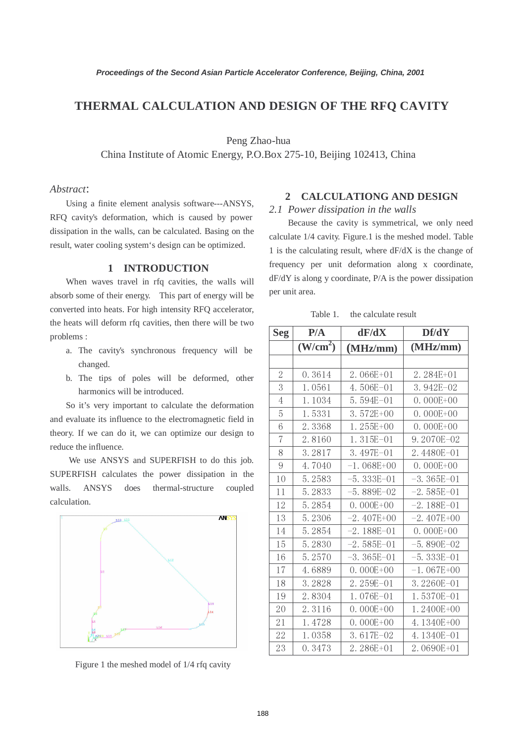# THERMAL CALCULATION AND DESIGN OF THE RFQ CAVITY

Peng Zhao-hua
China Institute of Atomic Energy, P.O.Box 275-10, Beijing 102413, China

*Abstract*:

Using a finite element analysis software---ANSYS, RFQ cavity's deformation, which is caused by power dissipation in the walls, can be calculated. Basing on the result, water cooling system's design can be optimized.

## 1 INTRODUCTION

When waves travel in rfq cavities, the walls will absorb some of their energy. This part of energy will be converted into heats. For high intensity RFQ accelerator, the heats will deform rfq cavities, then there will be two problems :

a. The cavity's synchronous frequency will be changed.
b. The tips of poles will be deformed, other harmonics will be introduced.

So it's very important to calculate the deformation and evaluate its influence to the electromagnetic field in theory. If we can do it, we can optimize our design to reduce the influence.

We use ANSYS and SUPERFISH to do this job. SUPERFISH calculates the power dissipation in the walls. ANSYS does thermal-structure coupled calculation.

Figure 1 the meshed model of 1/4 rfq cavity

## 2 CALCULATIONG AND DESIGN

### *2.1 Power dissipation in the walls*

Because the cavity is symmetrical, we only need calculate 1/4 cavity. Figure.1 is the meshed model. Table 1 is the calculating result, where dF/dX is the change of frequency per unit deformation along x coordinate, dF/dY is along y coordinate, P/A is the power dissipation per unit area.

Table 1. the calculate result

| Seg | P/A ($W/cm^2$) | dF/dX (MHz/mm) | Df/dY (MHz/mm) |
|---|---|---|---|
| 2 | 0.3614 | 2.066E+01 | 2.284E+01 |
| 3 | 1.0561 | 4.506E-01 | 3.942E-02 |
| 4 | 1.1034 | 5.594E-01 | 0.000E+00 |
| 5 | 1.5331 | 3.572E+00 | 0.000E+00 |
| 6 | 2.3368 | 1.255E+00 | 0.000E+00 |
| 7 | 2.8160 | 1.315E-01 | 9.2070E-02 |
| 8 | 3.2817 | 3.497E-01 | 2.4480E-01 |
| 9 | 4.7040 | -1.068E+00 | 0.000E+00 |
| 10 | 5.2583 | -5.333E-01 | -3.365E-01 |
| 11 | 5.2833 | -5.889E-02 | -2.585E-01 |
| 12 | 5.2854 | 0.000E+00 | -2.188E-01 |
| 13 | 5.2306 | -2.407E+00 | -2.407E+00 |
| 14 | 5.2854 | -2.188E-01 | 0.000E+00 |
| 15 | 5.2830 | -2.585E-01 | -5.890E-02 |
| 16 | 5.2570 | -3.365E-01 | -5.333E-01 |
| 17 | 4.6889 | 0.000E+00 | -1.067E+00 |
| 18 | 3.2828 | 2.259E-01 | 3.2260E-01 |
| 19 | 2.8304 | 1.076E-01 | 1.5370E-01 |
| 20 | 2.3116 | 0.000E+00 | 1.2400E+00 |
| 21 | 1.4728 | 0.000E+00 | 4.1340E+00 |
| 22 | 1.0358 | 3.617E-02 | 4.1340E-01 |
| 23 | 0.3473 | 2.286E+01 | 2.0690E+01 |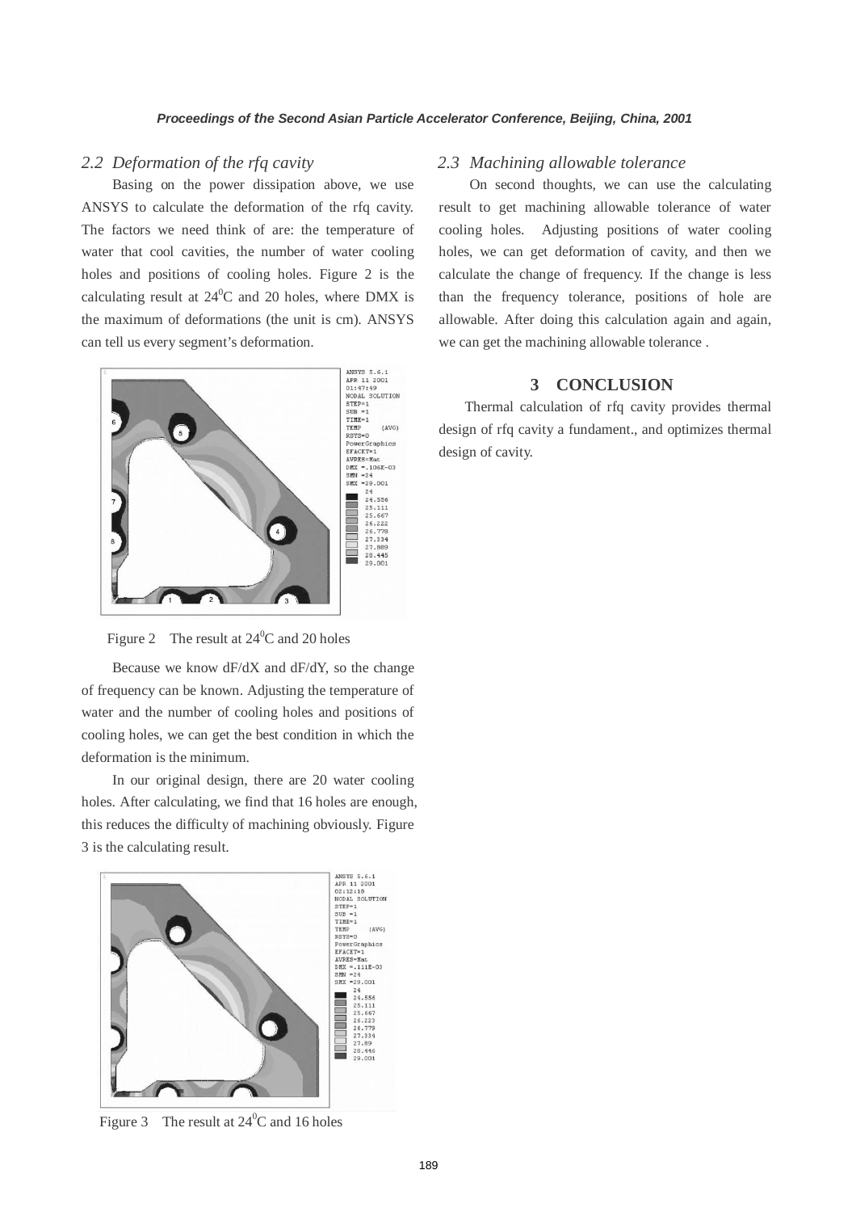### 2.2 Deformation of the rfq cavity

Basing on the power dissipation above, we use ANSYS to calculate the deformation of the rfq cavity. The factors we need think of are: the temperature of water that cool cavities, the number of water cooling holes and positions of cooling holes. Figure 2 is the calculating result at $24^0$C and 20 holes, where DMX is the maximum of deformations (the unit is cm). ANSYS can tell us every segment's deformation.

ANSYS 5.6.1
APR 11 2001
01:47:49
NODAL SOLUTION
STEP=1
SUB =1
TIME=1
TEMP (AVG)
RSYS=0
PowerGraphics
EFACET=1
AVRES=Mat
DMX =.106E-03
SMN =24
SMX =29.001
24
24.556
25.111
25.667
26.222
26.778
27.334
27.889
28.445
29.001

Figure 2 The result at $24^0$C and 20 holes

Because we know dF/dX and dF/dY, so the change of frequency can be known. Adjusting the temperature of water and the number of cooling holes and positions of cooling holes, we can get the best condition in which the deformation is the minimum.

In our original design, there are 20 water cooling holes. After calculating, we find that 16 holes are enough, this reduces the difficulty of machining obviously. Figure 3 is the calculating result.

ANSYS 5.6.1
APR 11 2001
02:12:18
NODAL SOLUTION
STEP=1
SUB =1
TIME=1
TEMP (AVG)
RSYS=0
PowerGraphics
EFACET=1
AVRES=Mat
DMX =.111E-03
SMN =24
SMX =29.001
24
24.556
25.111
25.667
26.223
26.779
27.334
27.89
28.446
29.001

Figure 3 The result at $24^0$C and 16 holes

### 2.3 Machining allowable tolerance

On second thoughts, we can use the calculating result to get machining allowable tolerance of water cooling holes. Adjusting positions of water cooling holes, we can get deformation of cavity, and then we calculate the change of frequency. If the change is less than the frequency tolerance, positions of hole are allowable. After doing this calculation again and again, we can get the machining allowable tolerance .

## 3 CONCLUSION

Thermal calculation of rfq cavity provides thermal design of rfq cavity a fundament., and optimizes thermal design of cavity.